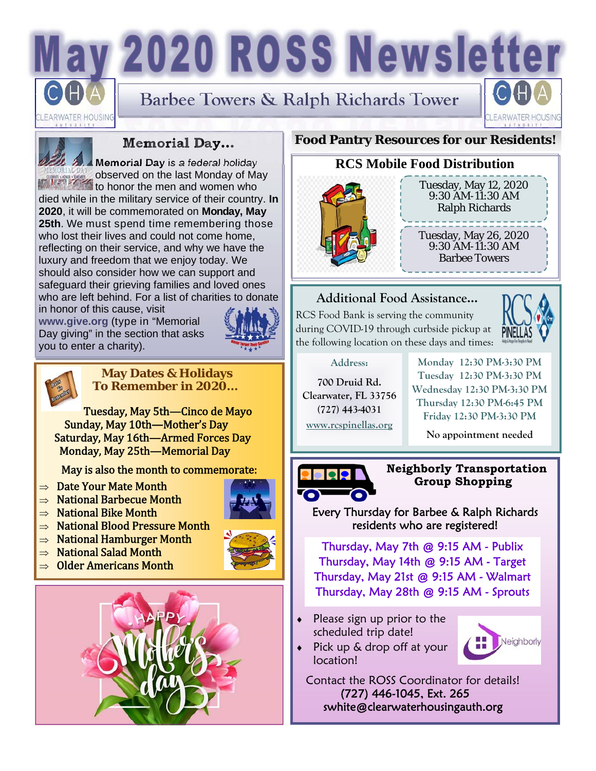# May 2020 ROSS Newsletter

## Barbee Towers & Ralph Richards Tower

### Memorial Day...

**Memorial Day** is *a federal holiday* observed on the last Monday of May to honor the men and women who died while in the military service of their country. **In 2020**, it will be commemorated on **Monday, May 25th**. We must spend time remembering those who lost their lives and could not come home, reflecting on their service, and why we have the luxury and freedom that we enjoy today. We should also consider how we can support and safeguard their grieving families and loved ones who are left behind. For a list of charities to donate in honor of this cause, visit **www.give.org** (type in "Memorial Day giving" in the section that asks you to enter a charity).

### May Dates & Holidays To Remember in 2020...

Tuesday, May 5th—Cinco de Mayo
Sunday, May 10th—Mother's Day
Saturday, May 16th—Armed Forces Day
Monday, May 25th—Memorial Day

May is also the month to commemorate:

- Date Your Mate Month
- National Barbecue Month
- National Bike Month
- National Blood Pressure Month
- National Hamburger Month
- National Salad Month
- Older Americans Month

HAPPY Mother's day

### Food Pantry Resources for our Residents!

#### RCS Mobile Food Distribution

Tuesday, May 12, 2020
9:30 AM-11:30 AM
Ralph Richards

Tuesday, May 26, 2020
9:30 AM-11:30 AM
Barbee Towers

#### Additional Food Assistance...

RCS Food Bank is serving the community during COVID-19 through curbside pickup at the following location on these days and times:

Address:

700 Druid Rd.
Clearwater, FL 33756
(727) 443-4031
www.rcspinellas.org

Monday 12:30 PM-3:30 PM
Tuesday 12:30 PM-3:30 PM
Wednesday 12:30 PM-3:30 PM
Thursday 12:30 PM-6:45 PM
Friday 12:30 PM-3:30 PM

No appointment needed

### Neighborly Transportation Group Shopping

Every Thursday for Barbee & Ralph Richards residents who are registered!

Thursday, May 7th @ 9:15 AM - Publix
Thursday, May 14th @ 9:15 AM - Target
Thursday, May 21st @ 9:15 AM - Walmart
Thursday, May 28th @ 9:15 AM - Sprouts

- Please sign up prior to the scheduled trip date!
- Pick up & drop off at your location!

Contact the ROSS Coordinator for details!
(727) 446-1045, Ext. 265
swhite@clearwaterhousingauth.org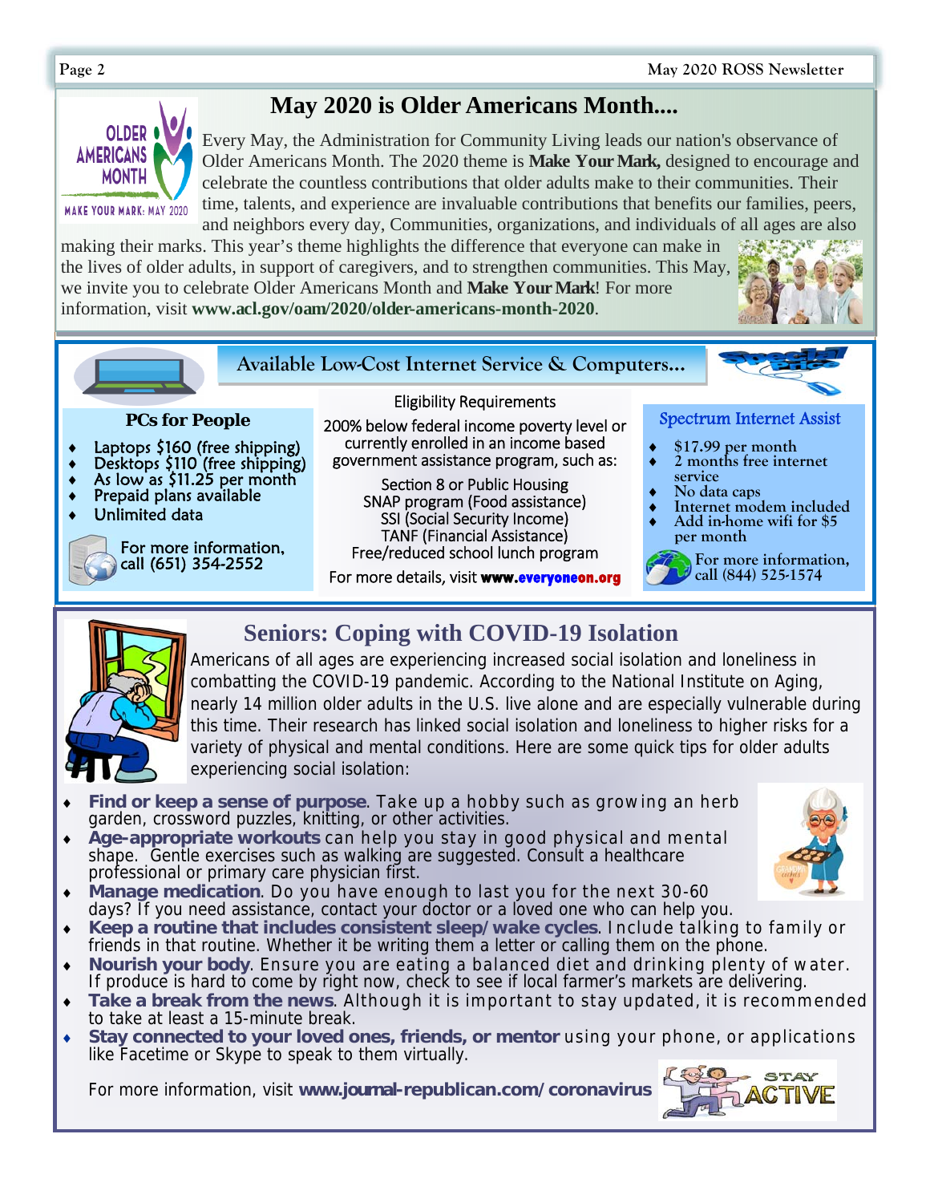## May 2020 is Older Americans Month....

Every May, the Administration for Community Living leads our nation's observance of Older Americans Month. The 2020 theme is **Make Your Mark,** designed to encourage and celebrate the countless contributions that older adults make to their communities. Their time, talents, and experience are invaluable contributions that benefits our families, peers, and neighbors every day, Communities, organizations, and individuals of all ages are also making their marks. This year's theme highlights the difference that everyone can make in the lives of older adults, in support of caregivers, and to strengthen communities. This May, we invite you to celebrate Older Americans Month and **Make Your Mark**! For more information, visit **www.acl.gov/oam/2020/older-americans-month-2020**.

## Available Low-Cost Internet Service & Computers...

### PCs for People

- Laptops $160 (free shipping)
- Desktops $110 (free shipping)
- As low as $11.25 per month
- Prepaid plans available
- Unlimited data

For more information, call (651) 354-2552

### Eligibility Requirements

200% below federal income poverty level or currently enrolled in an income based government assistance program, such as:

Section 8 or Public Housing
SNAP program (Food assistance)
SSI (Social Security Income)
TANF (Financial Assistance)
Free/reduced school lunch program

For more details, visit **www.everyoneon.org**

### Spectrum Internet Assist

- $17.99 per month
- 2 months free internet service
- No data caps
- Internet modem included
- Add in-home wifi for $5 per month

For more information, call (844) 525-1574

## Seniors: Coping with COVID-19 Isolation

Americans of all ages are experiencing increased social isolation and loneliness in combatting the COVID-19 pandemic. According to the National Institute on Aging, nearly 14 million older adults in the U.S. live alone and are especially vulnerable during this time. Their research has linked social isolation and loneliness to higher risks for a variety of physical and mental conditions. Here are some quick tips for older adults experiencing social isolation:

- **Find or keep a sense of purpose**. Take up a hobby such as growing an herb garden, crossword puzzles, knitting, or other activities.
- **Age-appropriate workouts** can help you stay in good physical and mental shape. Gentle exercises such as walking are suggested. Consult a healthcare professional or primary care physician first.
- **Manage medication**. Do you have enough to last you for the next 30-60 days? If you need assistance, contact your doctor or a loved one who can help you.
- **Keep a routine that includes consistent sleep/wake cycles**. Include talking to family or friends in that routine. Whether it be writing them a letter or calling them on the phone.
- **Nourish your body**. Ensure you are eating a balanced diet and drinking plenty of water. If produce is hard to come by right now, check to see if local farmer's markets are delivering.
- **Take a break from the news**. Although it is important to stay updated, it is recommended to take at least a 15-minute break.
- **Stay connected to your loved ones, friends, or mentor** using your phone, or applications like Facetime or Skype to speak to them virtually.

For more information, visit **www.journal-republican.com/coronavirus**